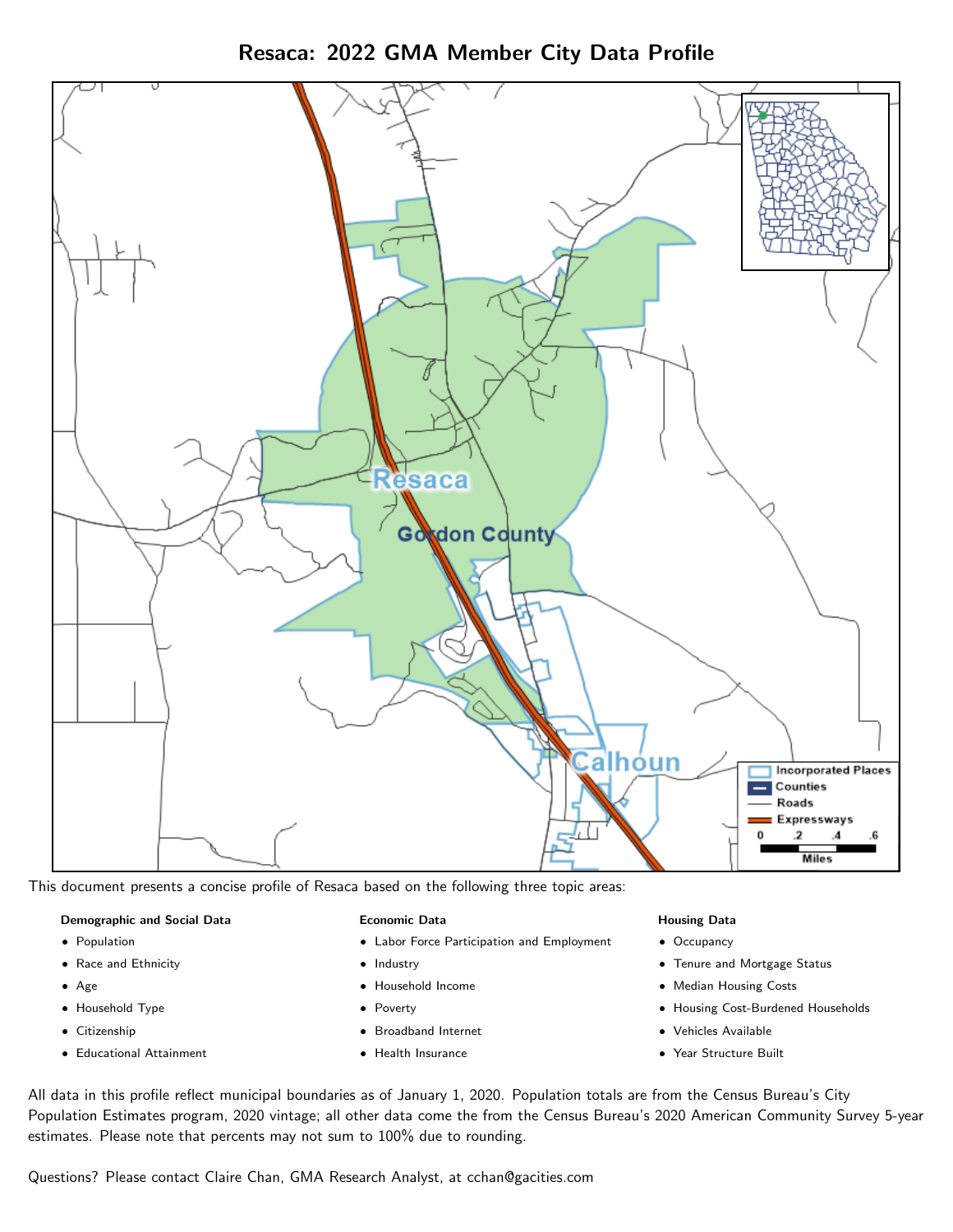# Resaca: 2022 GMA Member City Data Profile

This document presents a concise profile of Resaca based on the following three topic areas:

**Demographic and Social Data**

- Population
- Race and Ethnicity
- Age
- Household Type
- Citizenship
- Educational Attainment

**Economic Data**

- Labor Force Participation and Employment
- Industry
- Household Income
- Poverty
- Broadband Internet
- Health Insurance

**Housing Data**

- Occupancy
- Tenure and Mortgage Status
- Median Housing Costs
- Housing Cost-Burdened Households
- Vehicles Available
- Year Structure Built

All data in this profile reflect municipal boundaries as of January 1, 2020. Population totals are from the Census Bureau's City Population Estimates program, 2020 vintage; all other data come the from the Census Bureau's 2020 American Community Survey 5-year estimates. Please note that percents may not sum to 100% due to rounding.

Questions? Please contact Claire Chan, GMA Research Analyst, at cchan@gacities.com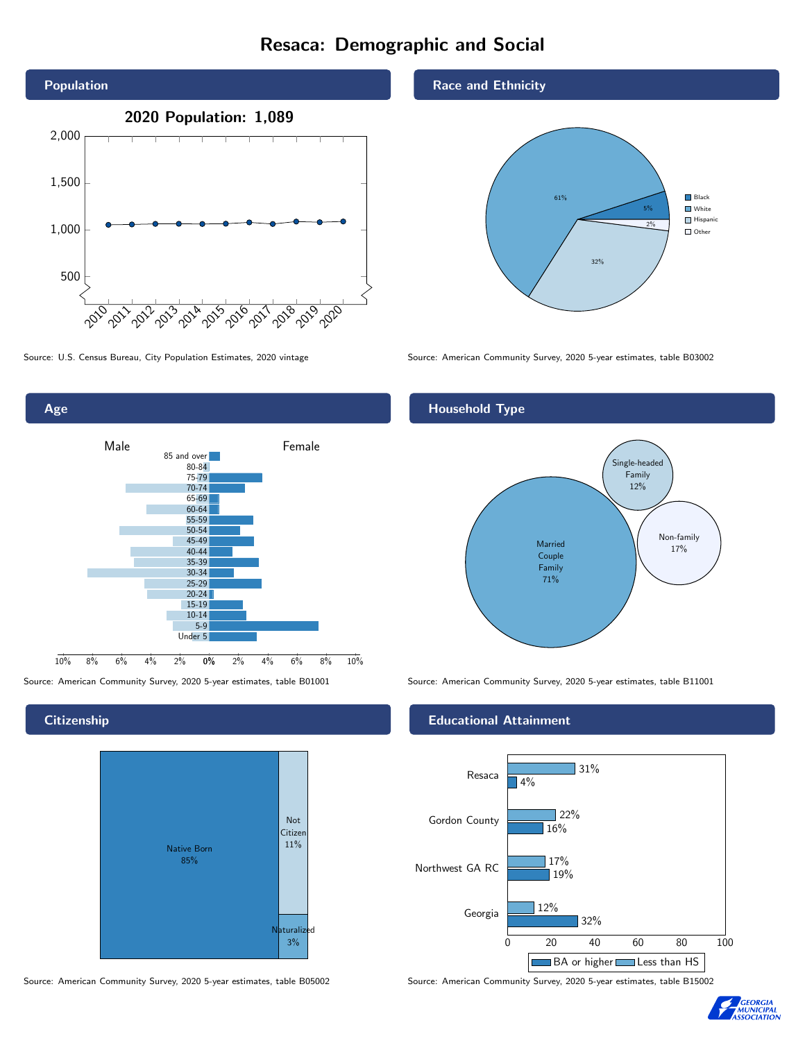# Resaca: Demographic and Social

## Population

**2020 Population: 1,089**

Source: U.S. Census Bureau, City Population Estimates, 2020 vintage

## Race and Ethnicity

| Race/Ethnicity | Percent |
| --- | --- |
| Black | 5% |
| White | 61% |
| Hispanic | 32% |
| Other | 2% |

Source: American Community Survey, 2020 5-year estimates, table B03002

## Age

Source: American Community Survey, 2020 5-year estimates, table B01001

## Household Type

| Household Type | Percent |
| --- | --- |
| Married Couple Family | 71% |
| Single-headed Family | 12% |
| Non-family | 17% |

Source: American Community Survey, 2020 5-year estimates, table B11001

## Citizenship

| Citizenship | Percent |
| --- | --- |
| Native Born | 85% |
| Not Citizen | 11% |
| Naturalized | 3% |

Source: American Community Survey, 2020 5-year estimates, table B05002

## Educational Attainment

| Area | Less than HS | BA or higher |
| --- | --- | --- |
| Resaca | 31% | 4% |
| Gordon County | 22% | 16% |
| Northwest GA RC | 17% | 19% |
| Georgia | 12% | 32% |

Source: American Community Survey, 2020 5-year estimates, table B15002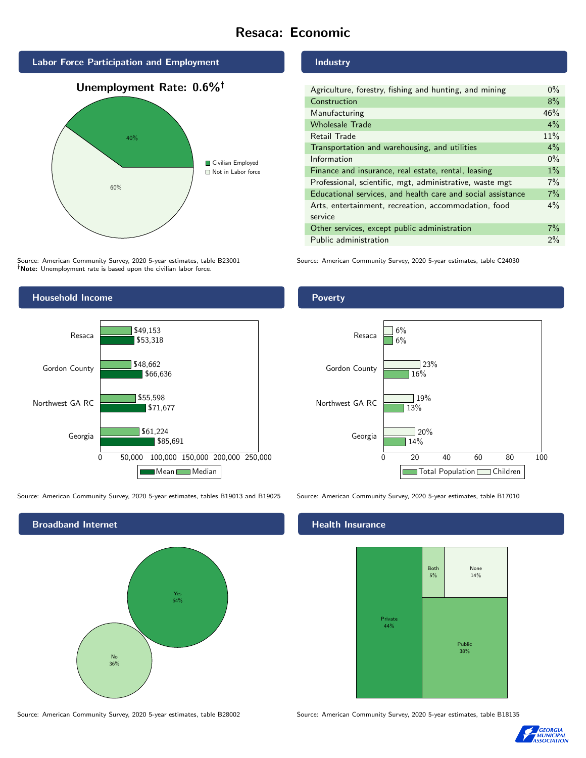# Resaca: Economic

## Labor Force Participation and Employment

**Unemployment Rate: 0.6%†**

| Category | Percent |
|---|---|
| Civilian Employed | 40% |
| Not in Labor force | 60% |

Source: American Community Survey, 2020 5-year estimates, table B23001
**†Note:** Unemployment rate is based upon the civilian labor force.

## Industry

| Industry | Percent |
|---|---|
| Agriculture, forestry, fishing and hunting, and mining | 0% |
| Construction | 8% |
| Manufacturing | 46% |
| Wholesale Trade | 4% |
| Retail Trade | 11% |
| Transportation and warehousing, and utilities | 4% |
| Information | 0% |
| Finance and insurance, real estate, rental, leasing | 1% |
| Professional, scientific, mgt, administrative, waste mgt | 7% |
| Educational services, and health care and social assistance | 7% |
| Arts, entertainment, recreation, accommodation, food service | 4% |
| Other services, except public administration | 7% |
| Public administration | 2% |

Source: American Community Survey, 2020 5-year estimates, table C24030

## Household Income

| | Median | Mean |
|---|---|---|
| Resaca | $49,153 | $53,318 |
| Gordon County | $48,662 | $66,636 |
| Northwest GA RC | $55,598 | $71,677 |
| Georgia | $61,224 | $85,691 |

Source: American Community Survey, 2020 5-year estimates, tables B19013 and B19025

## Poverty

| | Children | Total Population |
|---|---|---|
| Resaca | 6% | 6% |
| Gordon County | 23% | 16% |
| Northwest GA RC | 19% | 13% |
| Georgia | 20% | 14% |

Source: American Community Survey, 2020 5-year estimates, table B17010

## Broadband Internet

| | Percent |
|---|---|
| Yes | 64% |
| No | 36% |

Source: American Community Survey, 2020 5-year estimates, table B28002

## Health Insurance

| | Percent |
|---|---|
| Private | 44% |
| Public | 38% |
| Both | 5% |
| None | 14% |

Source: American Community Survey, 2020 5-year estimates, table B18135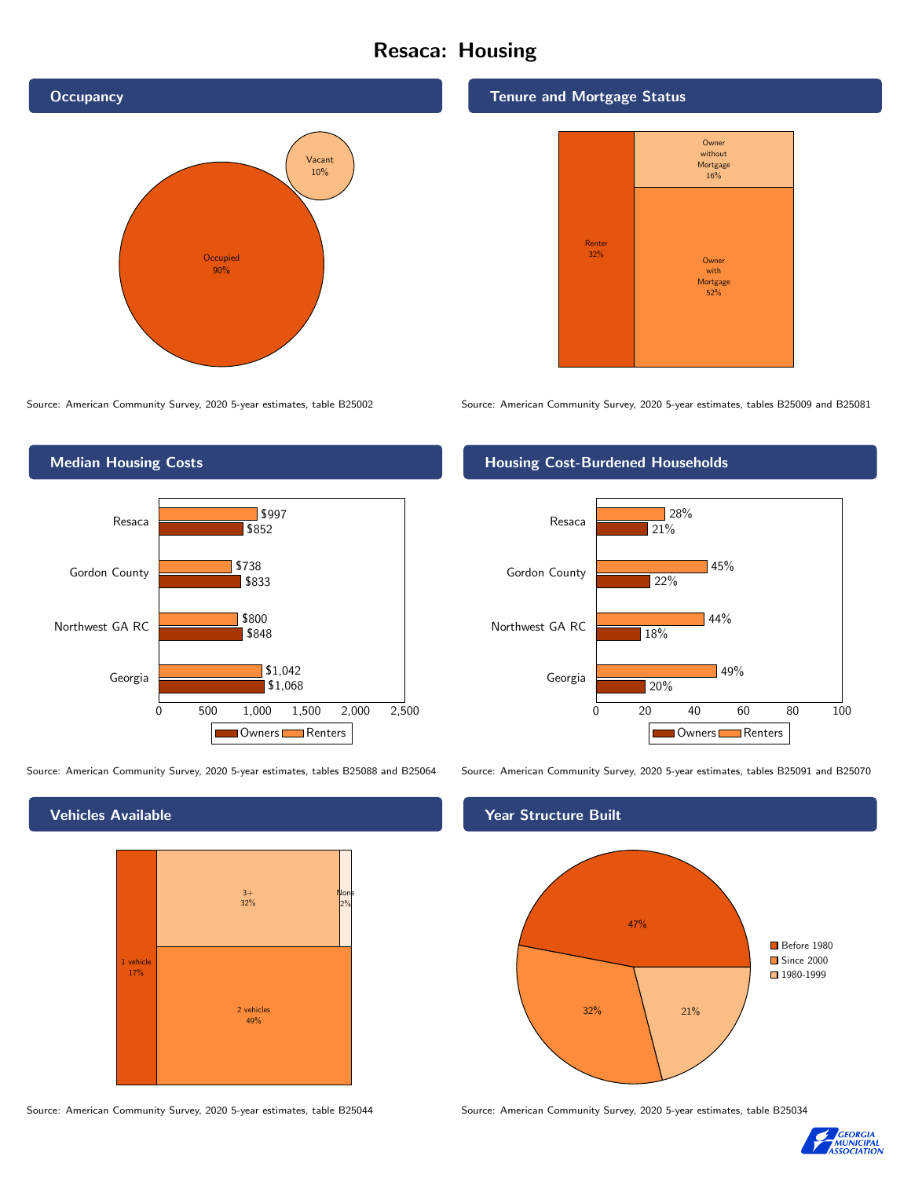# Resaca: Housing

## Occupancy

Vacant
10%

Occupied
90%

Source: American Community Survey, 2020 5-year estimates, table B25002

## Tenure and Mortgage Status

Renter
32%

Owner
without
Mortgage
16%

Owner
with
Mortgage
52%

Source: American Community Survey, 2020 5-year estimates, tables B25009 and B25081

## Median Housing Costs

Resaca
$997
$852

Gordon County
$738
$833

Northwest GA RC
$800
$848

Georgia
$1,042
$1,068

0
500
1,000
1,500
2,000
2,500

Owners
Renters

Source: American Community Survey, 2020 5-year estimates, tables B25088 and B25064

## Housing Cost-Burdened Households

Resaca
28%
21%

Gordon County
45%
22%

Northwest GA RC
44%
18%

Georgia
49%
20%

0
20
40
60
80
100

Owners
Renters

Source: American Community Survey, 2020 5-year estimates, tables B25091 and B25070

## Vehicles Available

1 vehicle
17%

3+
32%

None
2%

2 vehicles
49%

Source: American Community Survey, 2020 5-year estimates, table B25044

## Year Structure Built

47%

32%

21%

Before 1980
Since 2000
1980-1999

Source: American Community Survey, 2020 5-year estimates, table B25034